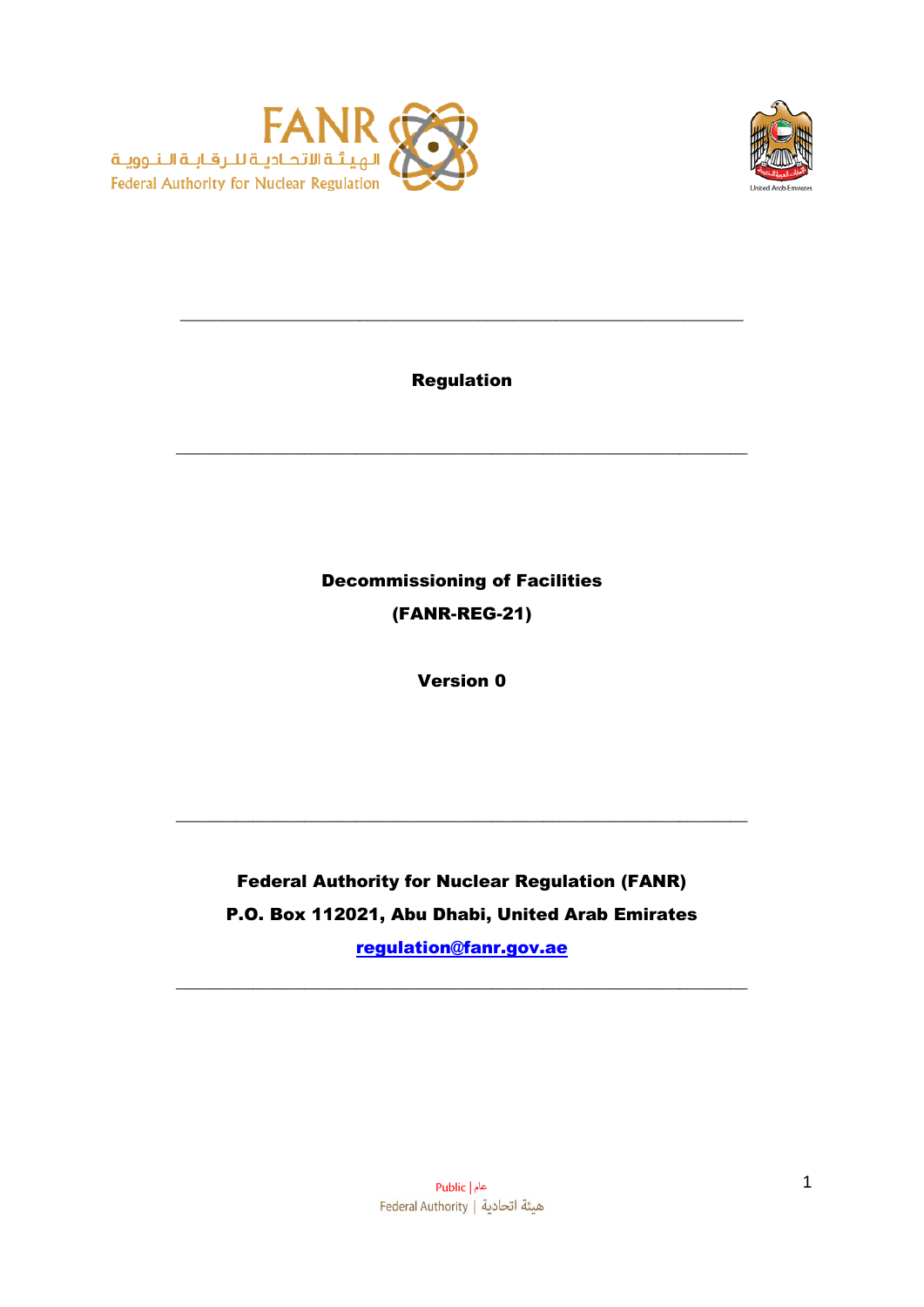FANR

الهيئة الاتحادية للرقابة النووية

Federal Authority for Nuclear Regulation

---

**Regulation**

---

**Decommissioning of Facilities**

**(FANR-REG-21)**

**Version 0**

---

**Federal Authority for Nuclear Regulation (FANR)**

**P.O. Box 112021, Abu Dhabi, United Arab Emirates**

**regulation@fanr.gov.ae**

---

Public | عام

Federal Authority | هيئة اتحادية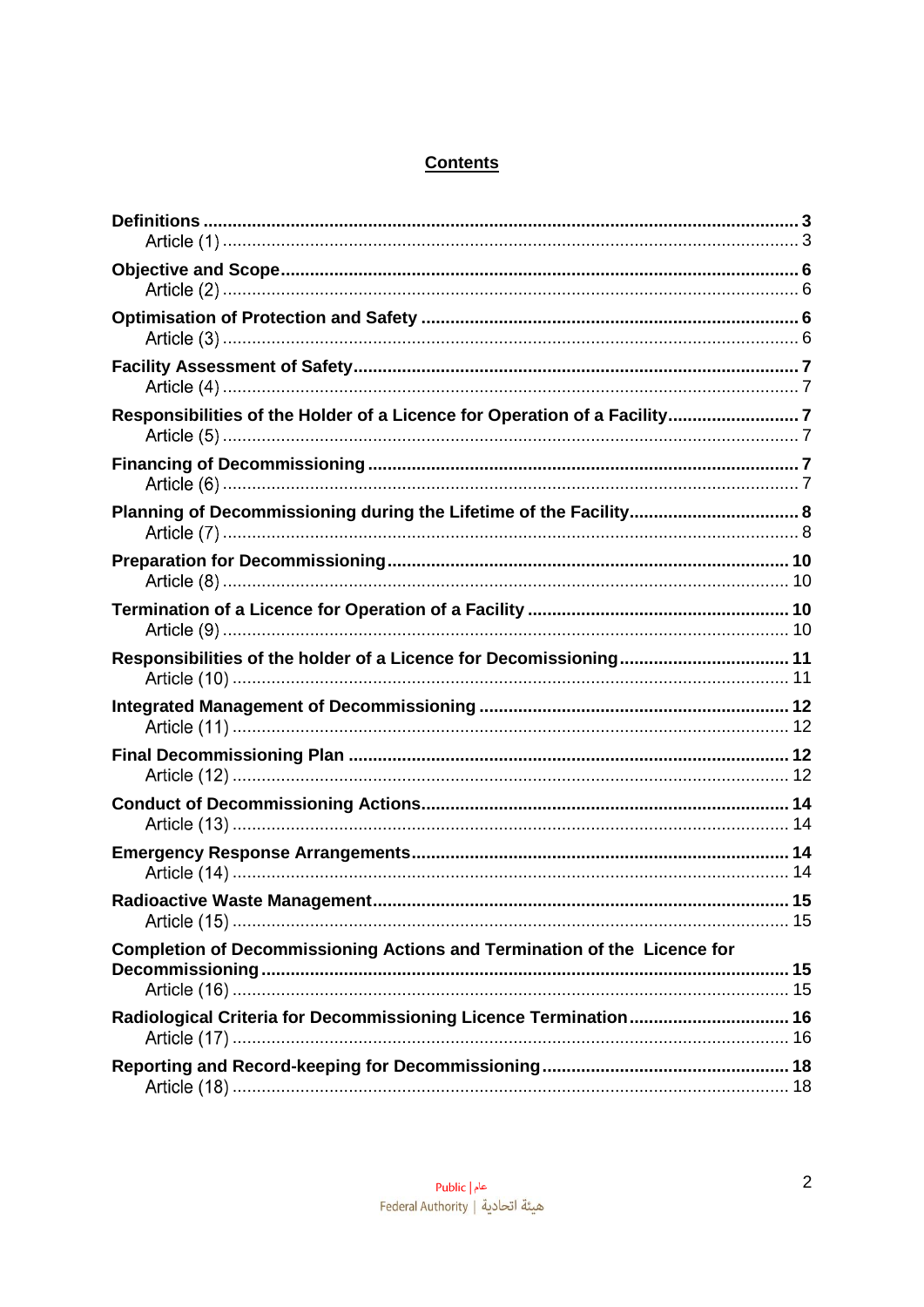## Contents

**Definitions** ........................................................................................................ **3**
Article (1) ........................................................................................................ 3

**Objective and Scope** ........................................................................................ **6**
Article (2) ........................................................................................................ 6

**Optimisation of Protection and Safety** ............................................................ **6**
Article (3) ........................................................................................................ 6

**Facility Assessment of Safety** .......................................................................... **7**
Article (4) ........................................................................................................ 7

**Responsibilities of the Holder of a Licence for Operation of a Facility** .......................... **7**
Article (5) ........................................................................................................ 7

**Financing of Decommissioning** ....................................................................... **7**
Article (6) ........................................................................................................ 7

**Planning of Decommissioning during the Lifetime of the Facility** .................................. **8**
Article (7) ........................................................................................................ 8

**Preparation for Decommissioning** ................................................................. **10**
Article (8) ........................................................................................................ 10

**Termination of a Licence for Operation of a Facility** ............................................. **10**
Article (9) ........................................................................................................ 10

**Responsibilities of the holder of a Licence for Decomissioning** .................................. **11**
Article (10) ........................................................................................................ 11

**Integrated Management of Decommissioning** ............................................... **12**
Article (11) ........................................................................................................ 12

**Final Decommissioning Plan** ......................................................................... **12**
Article (12) ........................................................................................................ 12

**Conduct of Decommissioning Actions** ........................................................... **14**
Article (13) ........................................................................................................ 14

**Emergency Response Arrangements** ............................................................. **14**
Article (14) ........................................................................................................ 14

**Radioactive Waste Management** .................................................................... **15**
Article (15) ........................................................................................................ 15

**Completion of Decommissioning Actions and Termination of the Licence for Decommissioning** ........................................................................................... **15**
Article (16) ........................................................................................................ 15

**Radiological Criteria for Decommissioning Licence Termination** ................................. **16**
Article (17) ........................................................................................................ 16

**Reporting and Record-keeping for Decommissioning** ...................................... **18**
Article (18) ........................................................................................................ 18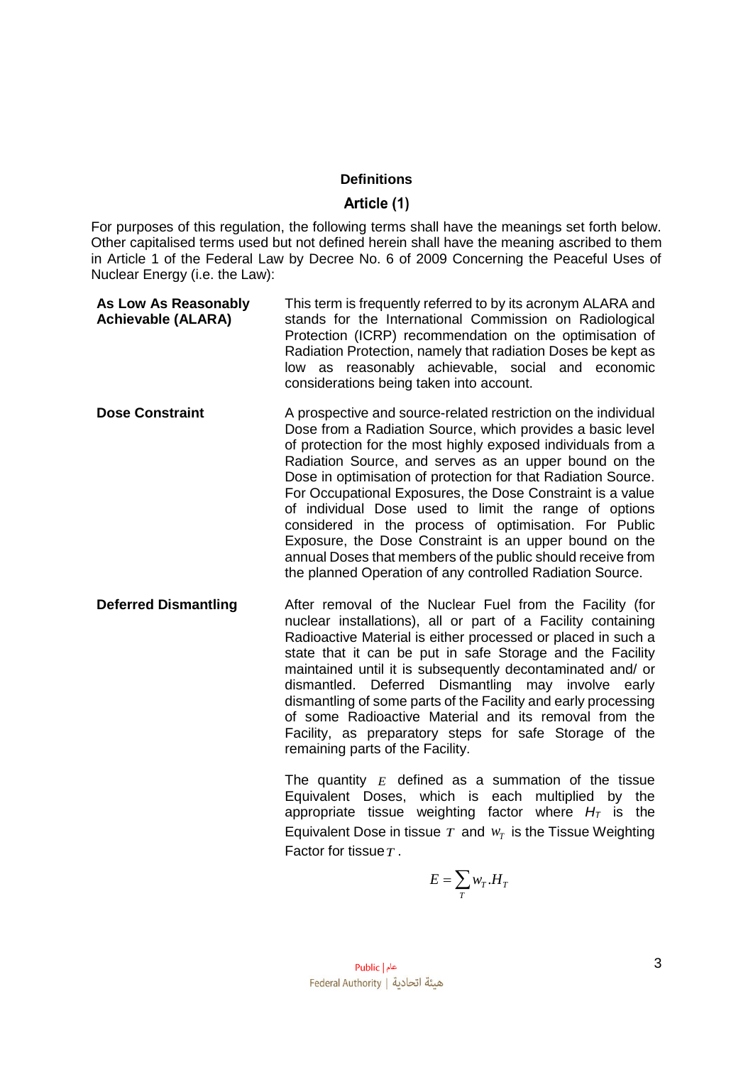## Definitions

## Article (1)

For purposes of this regulation, the following terms shall have the meanings set forth below. Other capitalised terms used but not defined herein shall have the meaning ascribed to them in Article 1 of the Federal Law by Decree No. 6 of 2009 Concerning the Peaceful Uses of Nuclear Energy (i.e. the Law):

**As Low As Reasonably Achievable (ALARA)**

This term is frequently referred to by its acronym ALARA and stands for the International Commission on Radiological Protection (ICRP) recommendation on the optimisation of Radiation Protection, namely that radiation Doses be kept as low as reasonably achievable, social and economic considerations being taken into account.

**Dose Constraint**

A prospective and source-related restriction on the individual Dose from a Radiation Source, which provides a basic level of protection for the most highly exposed individuals from a Radiation Source, and serves as an upper bound on the Dose in optimisation of protection for that Radiation Source. For Occupational Exposures, the Dose Constraint is a value of individual Dose used to limit the range of options considered in the process of optimisation. For Public Exposure, the Dose Constraint is an upper bound on the annual Doses that members of the public should receive from the planned Operation of any controlled Radiation Source.

**Deferred Dismantling**

After removal of the Nuclear Fuel from the Facility (for nuclear installations), all or part of a Facility containing Radioactive Material is either processed or placed in such a state that it can be put in safe Storage and the Facility maintained until it is subsequently decontaminated and/ or dismantled. Deferred Dismantling may involve early dismantling of some parts of the Facility and early processing of some Radioactive Material and its removal from the Facility, as preparatory steps for safe Storage of the remaining parts of the Facility.

The quantity $E$ defined as a summation of the tissue Equivalent Doses, which is each multiplied by the appropriate tissue weighting factor where $H_T$ is the Equivalent Dose in tissue $T$ and $w_T$ is the Tissue Weighting Factor for tissue $T$.

$$E = \sum_{T} w_T . H_T$$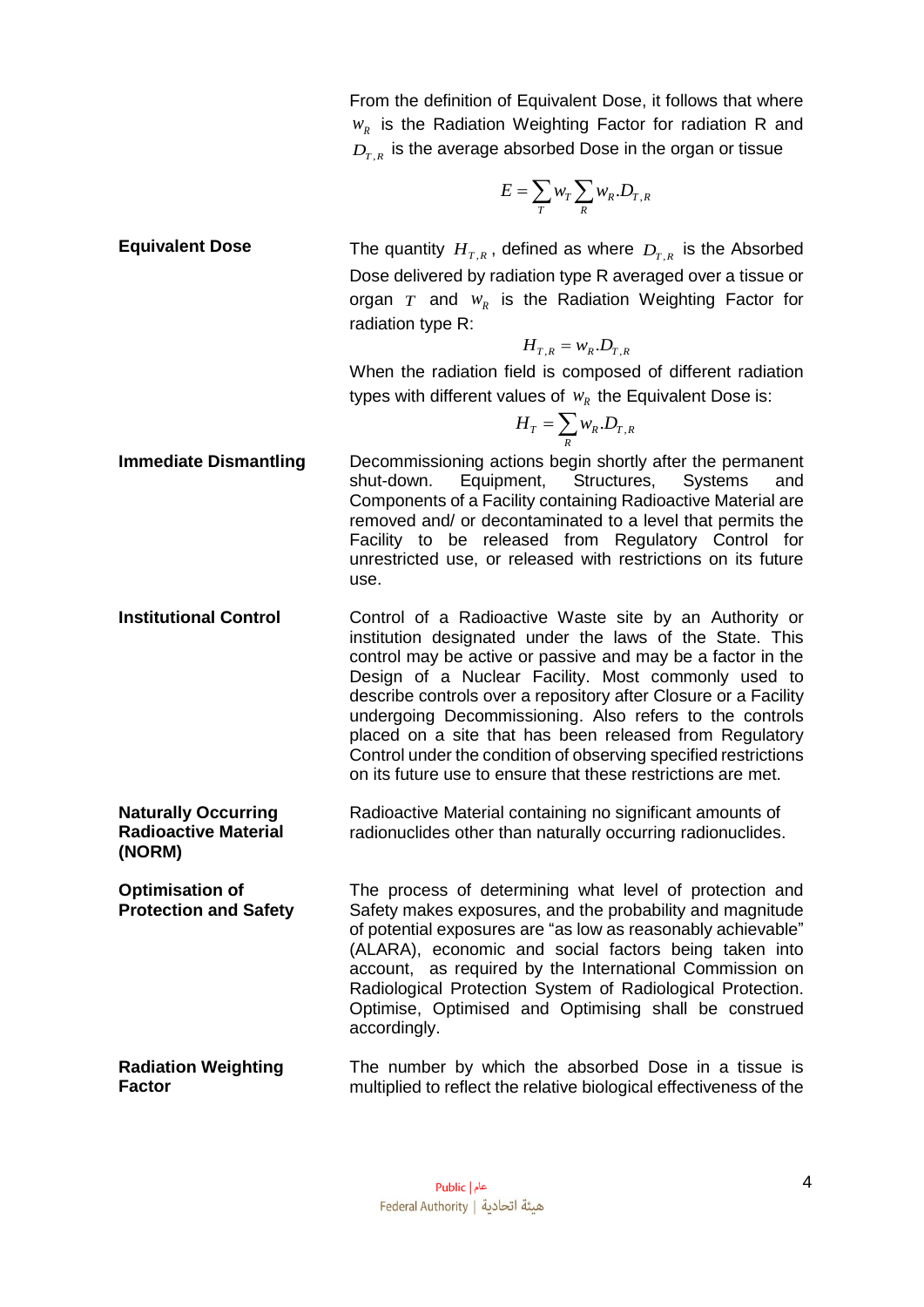From the definition of Equivalent Dose, it follows that where $w_R$ is the Radiation Weighting Factor for radiation R and $D_{T,R}$ is the average absorbed Dose in the organ or tissue

$$E = \sum_T w_T \sum_R w_R . D_{T,R}$$

**Equivalent Dose**

The quantity $H_{T,R}$, defined as where $D_{T,R}$ is the Absorbed Dose delivered by radiation type R averaged over a tissue or organ $T$ and $w_R$ is the Radiation Weighting Factor for radiation type R:

$$H_{T,R} = w_R . D_{T,R}$$

When the radiation field is composed of different radiation types with different values of $w_R$ the Equivalent Dose is:

$$H_T = \sum_R w_R . D_{T,R}$$

**Immediate Dismantling**

Decommissioning actions begin shortly after the permanent shut-down. Equipment, Structures, Systems and Components of a Facility containing Radioactive Material are removed and/ or decontaminated to a level that permits the Facility to be released from Regulatory Control for unrestricted use, or released with restrictions on its future use.

**Institutional Control**

Control of a Radioactive Waste site by an Authority or institution designated under the laws of the State. This control may be active or passive and may be a factor in the Design of a Nuclear Facility. Most commonly used to describe controls over a repository after Closure or a Facility undergoing Decommissioning. Also refers to the controls placed on a site that has been released from Regulatory Control under the condition of observing specified restrictions on its future use to ensure that these restrictions are met.

**Naturally Occurring Radioactive Material (NORM)**

Radioactive Material containing no significant amounts of radionuclides other than naturally occurring radionuclides.

**Optimisation of Protection and Safety**

The process of determining what level of protection and Safety makes exposures, and the probability and magnitude of potential exposures are "as low as reasonably achievable" (ALARA), economic and social factors being taken into account, as required by the International Commission on Radiological Protection System of Radiological Protection. Optimise, Optimised and Optimising shall be construed accordingly.

**Radiation Weighting Factor**

The number by which the absorbed Dose in a tissue is multiplied to reflect the relative biological effectiveness of the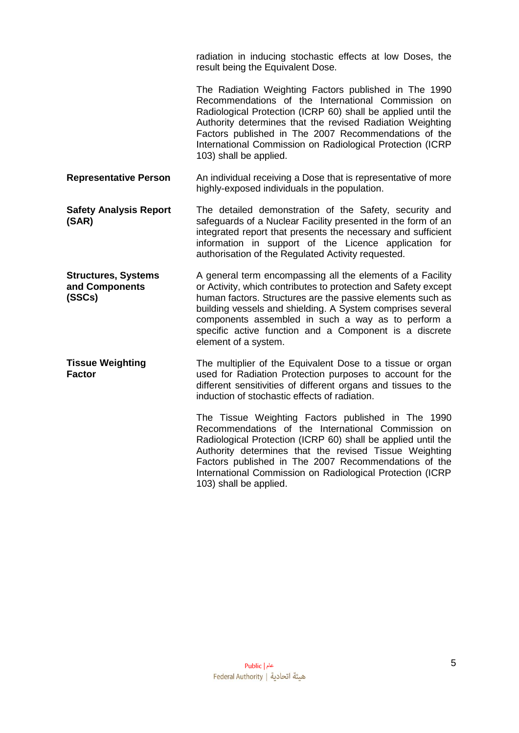| | |
|---|---|
| | radiation in inducing stochastic effects at low Doses, the result being the Equivalent Dose.<br><br>The Radiation Weighting Factors published in The 1990 Recommendations of the International Commission on Radiological Protection (ICRP 60) shall be applied until the Authority determines that the revised Radiation Weighting Factors published in The 2007 Recommendations of the International Commission on Radiological Protection (ICRP 103) shall be applied. |
| **Representative Person** | An individual receiving a Dose that is representative of more highly-exposed individuals in the population. |
| **Safety Analysis Report (SAR)** | The detailed demonstration of the Safety, security and safeguards of a Nuclear Facility presented in the form of an integrated report that presents the necessary and sufficient information in support of the Licence application for authorisation of the Regulated Activity requested. |
| **Structures, Systems and Components (SSCs)** | A general term encompassing all the elements of a Facility or Activity, which contributes to protection and Safety except human factors. Structures are the passive elements such as building vessels and shielding. A System comprises several components assembled in such a way as to perform a specific active function and a Component is a discrete element of a system. |
| **Tissue Weighting Factor** | The multiplier of the Equivalent Dose to a tissue or organ used for Radiation Protection purposes to account for the different sensitivities of different organs and tissues to the induction of stochastic effects of radiation.<br><br>The Tissue Weighting Factors published in The 1990 Recommendations of the International Commission on Radiological Protection (ICRP 60) shall be applied until the Authority determines that the revised Tissue Weighting Factors published in The 2007 Recommendations of the International Commission on Radiological Protection (ICRP 103) shall be applied. |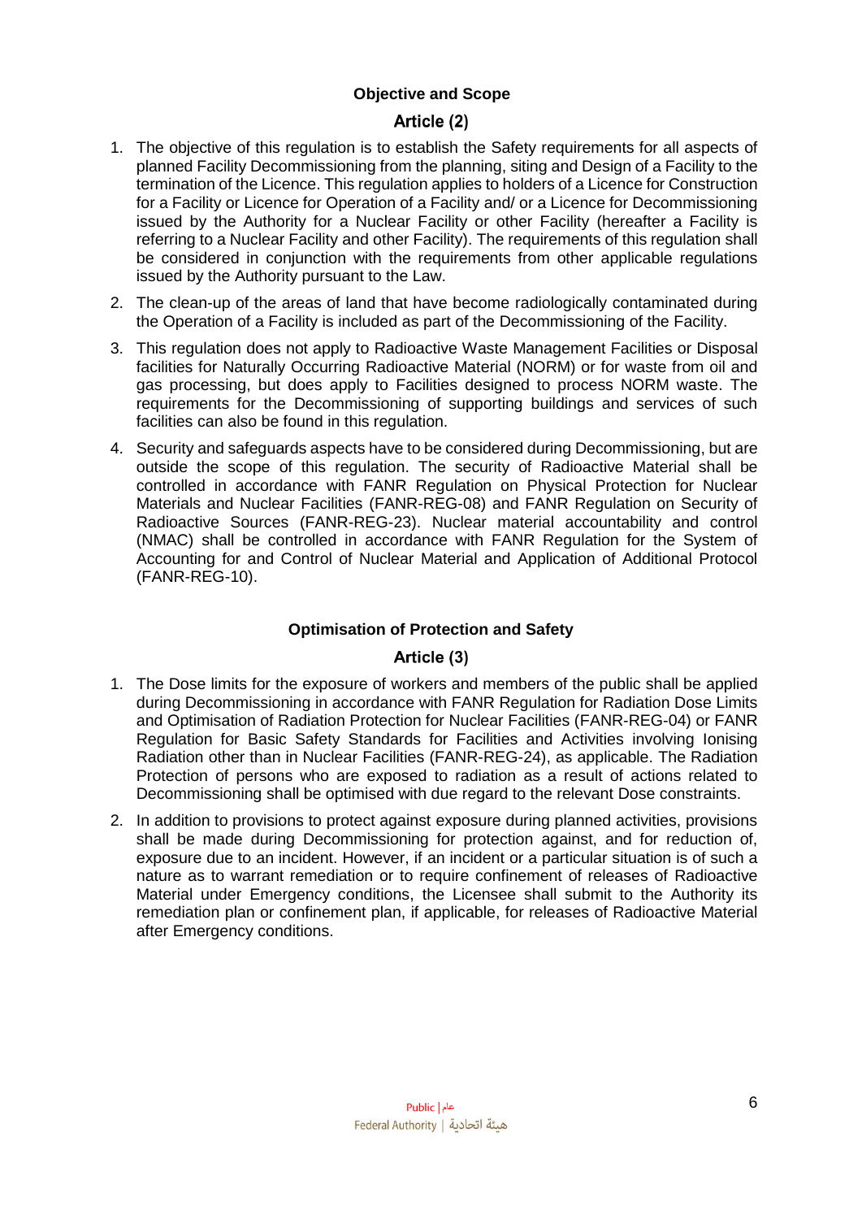## Objective and Scope

### Article (2)

1. The objective of this regulation is to establish the Safety requirements for all aspects of planned Facility Decommissioning from the planning, siting and Design of a Facility to the termination of the Licence. This regulation applies to holders of a Licence for Construction for a Facility or Licence for Operation of a Facility and/ or a Licence for Decommissioning issued by the Authority for a Nuclear Facility or other Facility (hereafter a Facility is referring to a Nuclear Facility and other Facility). The requirements of this regulation shall be considered in conjunction with the requirements from other applicable regulations issued by the Authority pursuant to the Law.
2. The clean-up of the areas of land that have become radiologically contaminated during the Operation of a Facility is included as part of the Decommissioning of the Facility.
3. This regulation does not apply to Radioactive Waste Management Facilities or Disposal facilities for Naturally Occurring Radioactive Material (NORM) or for waste from oil and gas processing, but does apply to Facilities designed to process NORM waste. The requirements for the Decommissioning of supporting buildings and services of such facilities can also be found in this regulation.
4. Security and safeguards aspects have to be considered during Decommissioning, but are outside the scope of this regulation. The security of Radioactive Material shall be controlled in accordance with FANR Regulation on Physical Protection for Nuclear Materials and Nuclear Facilities (FANR-REG-08) and FANR Regulation on Security of Radioactive Sources (FANR-REG-23). Nuclear material accountability and control (NMAC) shall be controlled in accordance with FANR Regulation for the System of Accounting for and Control of Nuclear Material and Application of Additional Protocol (FANR-REG-10).

## Optimisation of Protection and Safety

### Article (3)

1. The Dose limits for the exposure of workers and members of the public shall be applied during Decommissioning in accordance with FANR Regulation for Radiation Dose Limits and Optimisation of Radiation Protection for Nuclear Facilities (FANR-REG-04) or FANR Regulation for Basic Safety Standards for Facilities and Activities involving Ionising Radiation other than in Nuclear Facilities (FANR-REG-24), as applicable. The Radiation Protection of persons who are exposed to radiation as a result of actions related to Decommissioning shall be optimised with due regard to the relevant Dose constraints.
2. In addition to provisions to protect against exposure during planned activities, provisions shall be made during Decommissioning for protection against, and for reduction of, exposure due to an incident. However, if an incident or a particular situation is of such a nature as to warrant remediation or to require confinement of releases of Radioactive Material under Emergency conditions, the Licensee shall submit to the Authority its remediation plan or confinement plan, if applicable, for releases of Radioactive Material after Emergency conditions.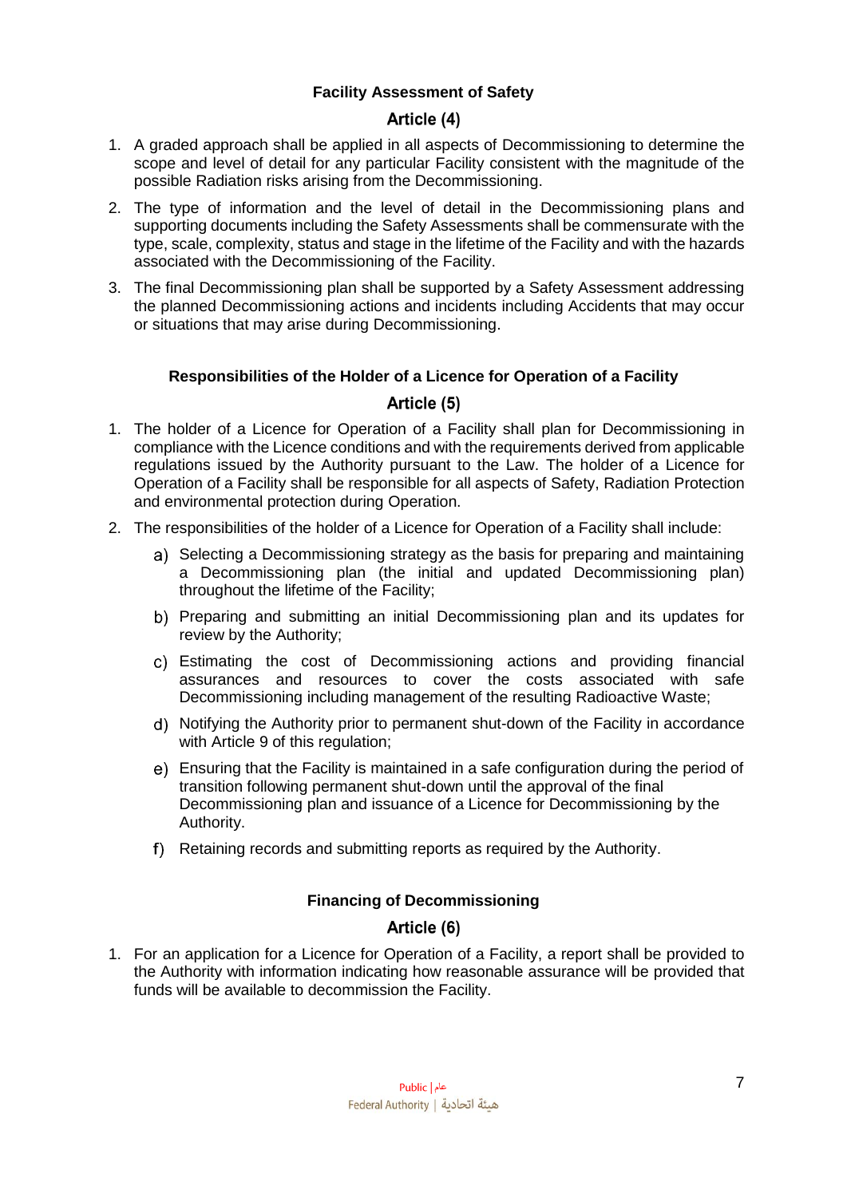**Facility Assessment of Safety**

## Article (4)

1. A graded approach shall be applied in all aspects of Decommissioning to determine the scope and level of detail for any particular Facility consistent with the magnitude of the possible Radiation risks arising from the Decommissioning.
2. The type of information and the level of detail in the Decommissioning plans and supporting documents including the Safety Assessments shall be commensurate with the type, scale, complexity, status and stage in the lifetime of the Facility and with the hazards associated with the Decommissioning of the Facility.
3. The final Decommissioning plan shall be supported by a Safety Assessment addressing the planned Decommissioning actions and incidents including Accidents that may occur or situations that may arise during Decommissioning.

**Responsibilities of the Holder of a Licence for Operation of a Facility**

## Article (5)

1. The holder of a Licence for Operation of a Facility shall plan for Decommissioning in compliance with the Licence conditions and with the requirements derived from applicable regulations issued by the Authority pursuant to the Law. The holder of a Licence for Operation of a Facility shall be responsible for all aspects of Safety, Radiation Protection and environmental protection during Operation.
2. The responsibilities of the holder of a Licence for Operation of a Facility shall include:
   a) Selecting a Decommissioning strategy as the basis for preparing and maintaining a Decommissioning plan (the initial and updated Decommissioning plan) throughout the lifetime of the Facility;
   b) Preparing and submitting an initial Decommissioning plan and its updates for review by the Authority;
   c) Estimating the cost of Decommissioning actions and providing financial assurances and resources to cover the costs associated with safe Decommissioning including management of the resulting Radioactive Waste;
   d) Notifying the Authority prior to permanent shut-down of the Facility in accordance with Article 9 of this regulation;
   e) Ensuring that the Facility is maintained in a safe configuration during the period of transition following permanent shut-down until the approval of the final Decommissioning plan and issuance of a Licence for Decommissioning by the Authority.
   f) Retaining records and submitting reports as required by the Authority.

**Financing of Decommissioning**

## Article (6)

1. For an application for a Licence for Operation of a Facility, a report shall be provided to the Authority with information indicating how reasonable assurance will be provided that funds will be available to decommission the Facility.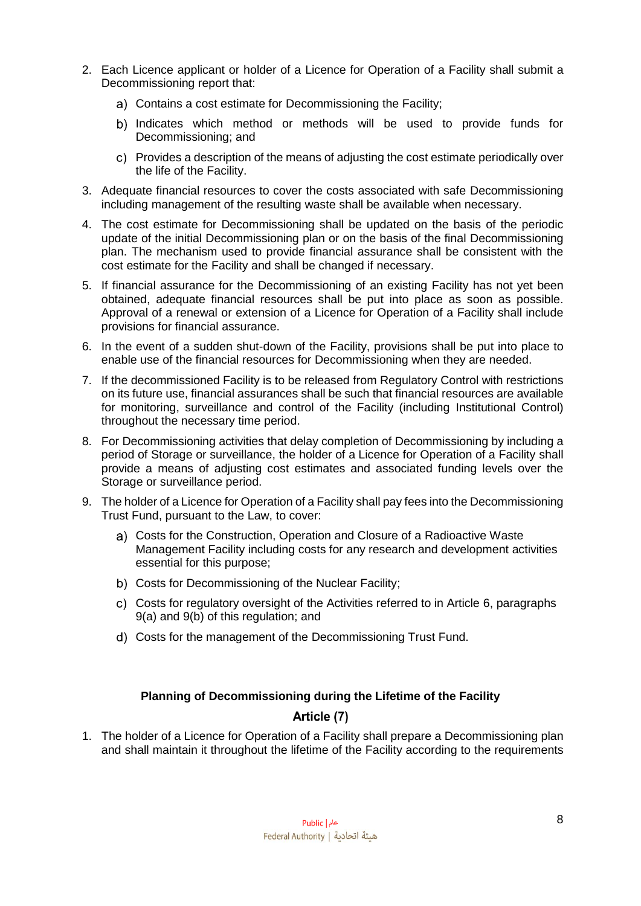2. Each Licence applicant or holder of a Licence for Operation of a Facility shall submit a Decommissioning report that:

    a) Contains a cost estimate for Decommissioning the Facility;

    b) Indicates which method or methods will be used to provide funds for Decommissioning; and

    c) Provides a description of the means of adjusting the cost estimate periodically over the life of the Facility.

3. Adequate financial resources to cover the costs associated with safe Decommissioning including management of the resulting waste shall be available when necessary.

4. The cost estimate for Decommissioning shall be updated on the basis of the periodic update of the initial Decommissioning plan or on the basis of the final Decommissioning plan. The mechanism used to provide financial assurance shall be consistent with the cost estimate for the Facility and shall be changed if necessary.

5. If financial assurance for the Decommissioning of an existing Facility has not yet been obtained, adequate financial resources shall be put into place as soon as possible. Approval of a renewal or extension of a Licence for Operation of a Facility shall include provisions for financial assurance.

6. In the event of a sudden shut-down of the Facility, provisions shall be put into place to enable use of the financial resources for Decommissioning when they are needed.

7. If the decommissioned Facility is to be released from Regulatory Control with restrictions on its future use, financial assurances shall be such that financial resources are available for monitoring, surveillance and control of the Facility (including Institutional Control) throughout the necessary time period.

8. For Decommissioning activities that delay completion of Decommissioning by including a period of Storage or surveillance, the holder of a Licence for Operation of a Facility shall provide a means of adjusting cost estimates and associated funding levels over the Storage or surveillance period.

9. The holder of a Licence for Operation of a Facility shall pay fees into the Decommissioning Trust Fund, pursuant to the Law, to cover:

    a) Costs for the Construction, Operation and Closure of a Radioactive Waste Management Facility including costs for any research and development activities essential for this purpose;

    b) Costs for Decommissioning of the Nuclear Facility;

    c) Costs for regulatory oversight of the Activities referred to in Article 6, paragraphs 9(a) and 9(b) of this regulation; and

    d) Costs for the management of the Decommissioning Trust Fund.

## Planning of Decommissioning during the Lifetime of the Facility

## Article (7)

1. The holder of a Licence for Operation of a Facility shall prepare a Decommissioning plan and shall maintain it throughout the lifetime of the Facility according to the requirements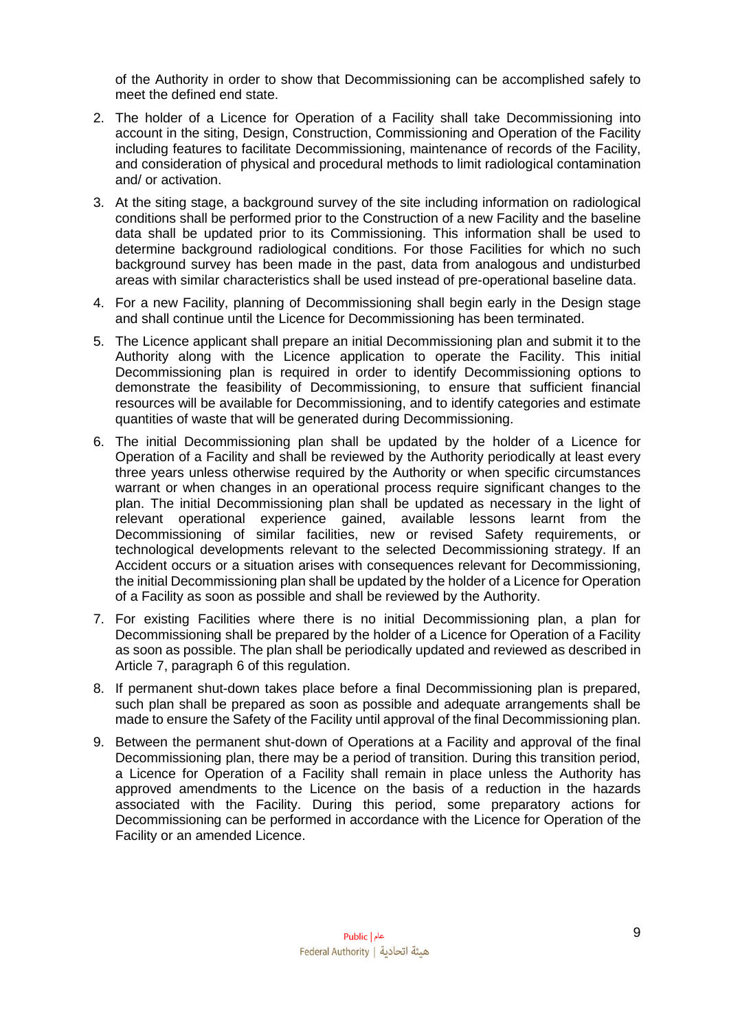of the Authority in order to show that Decommissioning can be accomplished safely to meet the defined end state.

2. The holder of a Licence for Operation of a Facility shall take Decommissioning into account in the siting, Design, Construction, Commissioning and Operation of the Facility including features to facilitate Decommissioning, maintenance of records of the Facility, and consideration of physical and procedural methods to limit radiological contamination and/ or activation.

3. At the siting stage, a background survey of the site including information on radiological conditions shall be performed prior to the Construction of a new Facility and the baseline data shall be updated prior to its Commissioning. This information shall be used to determine background radiological conditions. For those Facilities for which no such background survey has been made in the past, data from analogous and undisturbed areas with similar characteristics shall be used instead of pre-operational baseline data.

4. For a new Facility, planning of Decommissioning shall begin early in the Design stage and shall continue until the Licence for Decommissioning has been terminated.

5. The Licence applicant shall prepare an initial Decommissioning plan and submit it to the Authority along with the Licence application to operate the Facility. This initial Decommissioning plan is required in order to identify Decommissioning options to demonstrate the feasibility of Decommissioning, to ensure that sufficient financial resources will be available for Decommissioning, and to identify categories and estimate quantities of waste that will be generated during Decommissioning.

6. The initial Decommissioning plan shall be updated by the holder of a Licence for Operation of a Facility and shall be reviewed by the Authority periodically at least every three years unless otherwise required by the Authority or when specific circumstances warrant or when changes in an operational process require significant changes to the plan. The initial Decommissioning plan shall be updated as necessary in the light of relevant operational experience gained, available lessons learnt from the Decommissioning of similar facilities, new or revised Safety requirements, or technological developments relevant to the selected Decommissioning strategy. If an Accident occurs or a situation arises with consequences relevant for Decommissioning, the initial Decommissioning plan shall be updated by the holder of a Licence for Operation of a Facility as soon as possible and shall be reviewed by the Authority.

7. For existing Facilities where there is no initial Decommissioning plan, a plan for Decommissioning shall be prepared by the holder of a Licence for Operation of a Facility as soon as possible. The plan shall be periodically updated and reviewed as described in Article 7, paragraph 6 of this regulation.

8. If permanent shut-down takes place before a final Decommissioning plan is prepared, such plan shall be prepared as soon as possible and adequate arrangements shall be made to ensure the Safety of the Facility until approval of the final Decommissioning plan.

9. Between the permanent shut-down of Operations at a Facility and approval of the final Decommissioning plan, there may be a period of transition. During this transition period, a Licence for Operation of a Facility shall remain in place unless the Authority has approved amendments to the Licence on the basis of a reduction in the hazards associated with the Facility. During this period, some preparatory actions for Decommissioning can be performed in accordance with the Licence for Operation of the Facility or an amended Licence.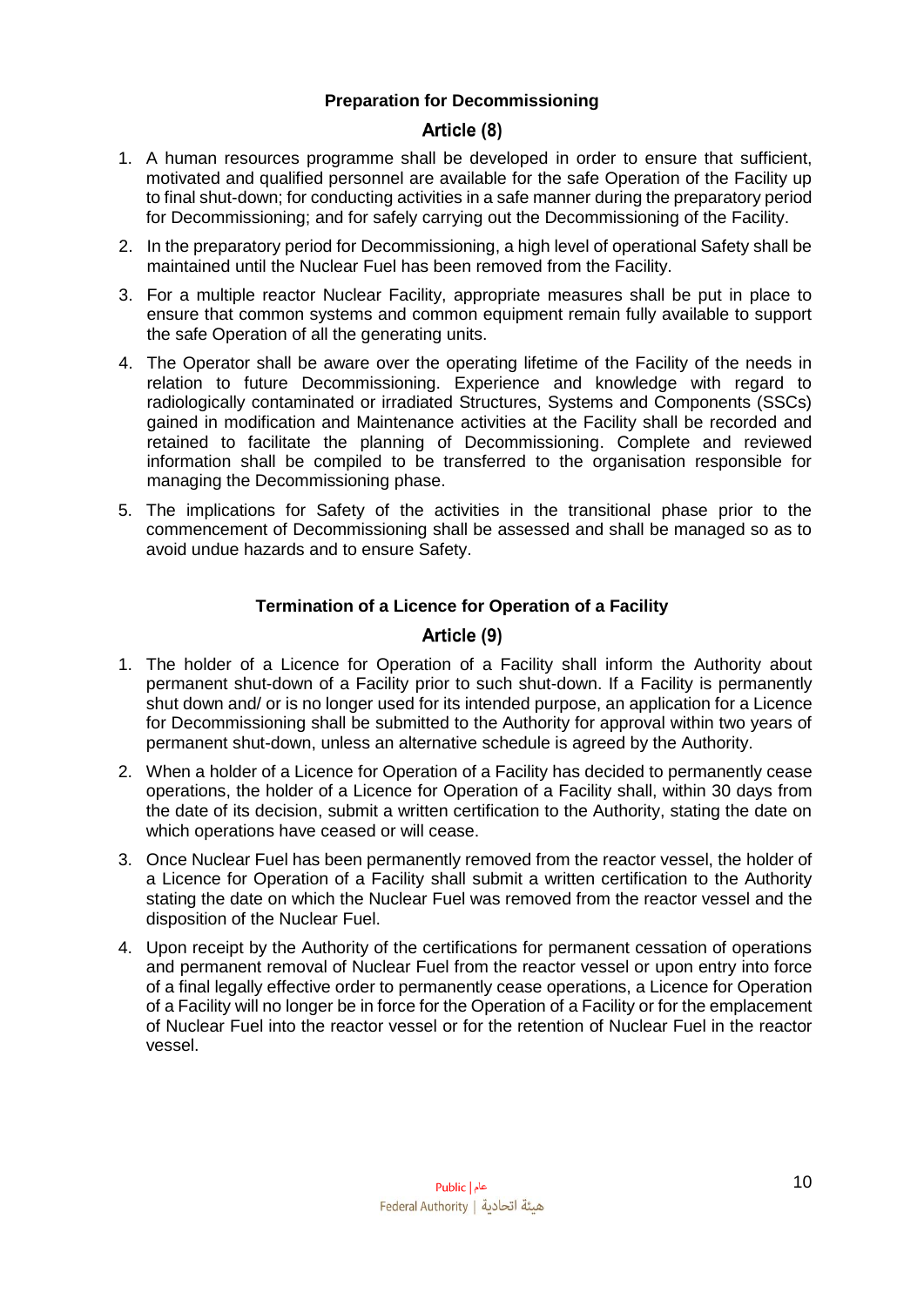### Preparation for Decommissioning

## Article (8)

1. A human resources programme shall be developed in order to ensure that sufficient, motivated and qualified personnel are available for the safe Operation of the Facility up to final shut-down; for conducting activities in a safe manner during the preparatory period for Decommissioning; and for safely carrying out the Decommissioning of the Facility.
2. In the preparatory period for Decommissioning, a high level of operational Safety shall be maintained until the Nuclear Fuel has been removed from the Facility.
3. For a multiple reactor Nuclear Facility, appropriate measures shall be put in place to ensure that common systems and common equipment remain fully available to support the safe Operation of all the generating units.
4. The Operator shall be aware over the operating lifetime of the Facility of the needs in relation to future Decommissioning. Experience and knowledge with regard to radiologically contaminated or irradiated Structures, Systems and Components (SSCs) gained in modification and Maintenance activities at the Facility shall be recorded and retained to facilitate the planning of Decommissioning. Complete and reviewed information shall be compiled to be transferred to the organisation responsible for managing the Decommissioning phase.
5. The implications for Safety of the activities in the transitional phase prior to the commencement of Decommissioning shall be assessed and shall be managed so as to avoid undue hazards and to ensure Safety.

### Termination of a Licence for Operation of a Facility

## Article (9)

1. The holder of a Licence for Operation of a Facility shall inform the Authority about permanent shut-down of a Facility prior to such shut-down. If a Facility is permanently shut down and/ or is no longer used for its intended purpose, an application for a Licence for Decommissioning shall be submitted to the Authority for approval within two years of permanent shut-down, unless an alternative schedule is agreed by the Authority.
2. When a holder of a Licence for Operation of a Facility has decided to permanently cease operations, the holder of a Licence for Operation of a Facility shall, within 30 days from the date of its decision, submit a written certification to the Authority, stating the date on which operations have ceased or will cease.
3. Once Nuclear Fuel has been permanently removed from the reactor vessel, the holder of a Licence for Operation of a Facility shall submit a written certification to the Authority stating the date on which the Nuclear Fuel was removed from the reactor vessel and the disposition of the Nuclear Fuel.
4. Upon receipt by the Authority of the certifications for permanent cessation of operations and permanent removal of Nuclear Fuel from the reactor vessel or upon entry into force of a final legally effective order to permanently cease operations, a Licence for Operation of a Facility will no longer be in force for the Operation of a Facility or for the emplacement of Nuclear Fuel into the reactor vessel or for the retention of Nuclear Fuel in the reactor vessel.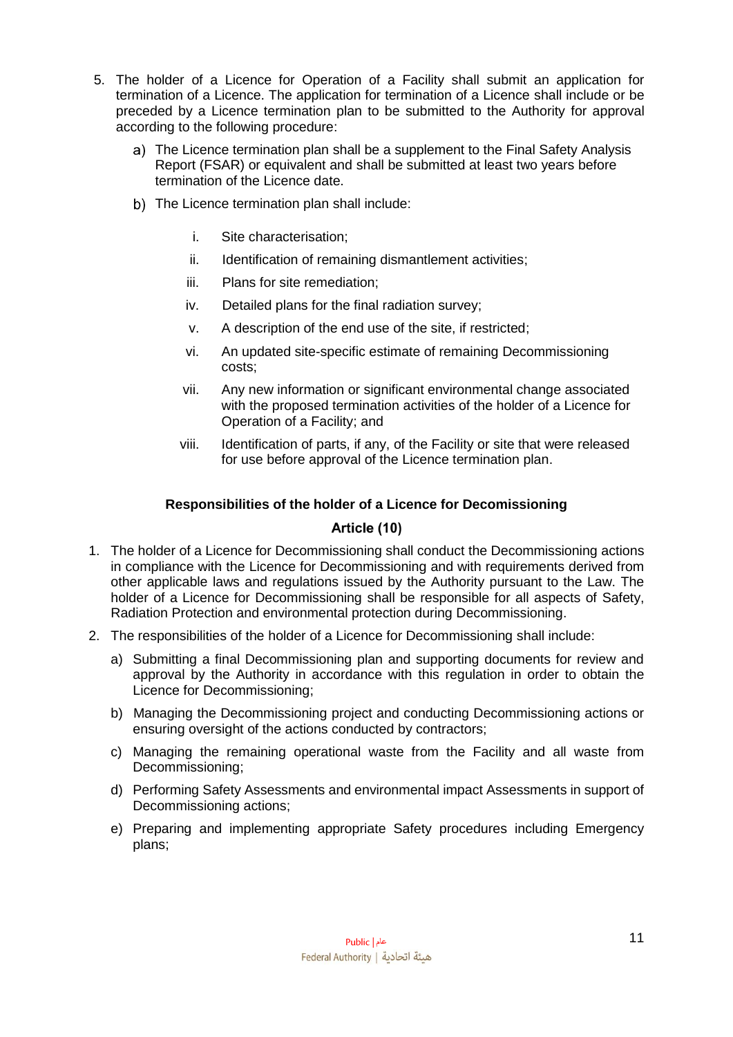5. The holder of a Licence for Operation of a Facility shall submit an application for termination of a Licence. The application for termination of a Licence shall include or be preceded by a Licence termination plan to be submitted to the Authority for approval according to the following procedure:

   a) The Licence termination plan shall be a supplement to the Final Safety Analysis Report (FSAR) or equivalent and shall be submitted at least two years before termination of the Licence date.

   b) The Licence termination plan shall include:

      i. Site characterisation;

      ii. Identification of remaining dismantlement activities;

      iii. Plans for site remediation;

      iv. Detailed plans for the final radiation survey;

      v. A description of the end use of the site, if restricted;

      vi. An updated site-specific estimate of remaining Decommissioning costs;

      vii. Any new information or significant environmental change associated with the proposed termination activities of the holder of a Licence for Operation of a Facility; and

      viii. Identification of parts, if any, of the Facility or site that were released for use before approval of the Licence termination plan.

**Responsibilities of the holder of a Licence for Decomissioning**

**Article (10)**

1. The holder of a Licence for Decommissioning shall conduct the Decommissioning actions in compliance with the Licence for Decommissioning and with requirements derived from other applicable laws and regulations issued by the Authority pursuant to the Law. The holder of a Licence for Decommissioning shall be responsible for all aspects of Safety, Radiation Protection and environmental protection during Decommissioning.

2. The responsibilities of the holder of a Licence for Decommissioning shall include:

   a) Submitting a final Decommissioning plan and supporting documents for review and approval by the Authority in accordance with this regulation in order to obtain the Licence for Decommissioning;

   b) Managing the Decommissioning project and conducting Decommissioning actions or ensuring oversight of the actions conducted by contractors;

   c) Managing the remaining operational waste from the Facility and all waste from Decommissioning;

   d) Performing Safety Assessments and environmental impact Assessments in support of Decommissioning actions;

   e) Preparing and implementing appropriate Safety procedures including Emergency plans;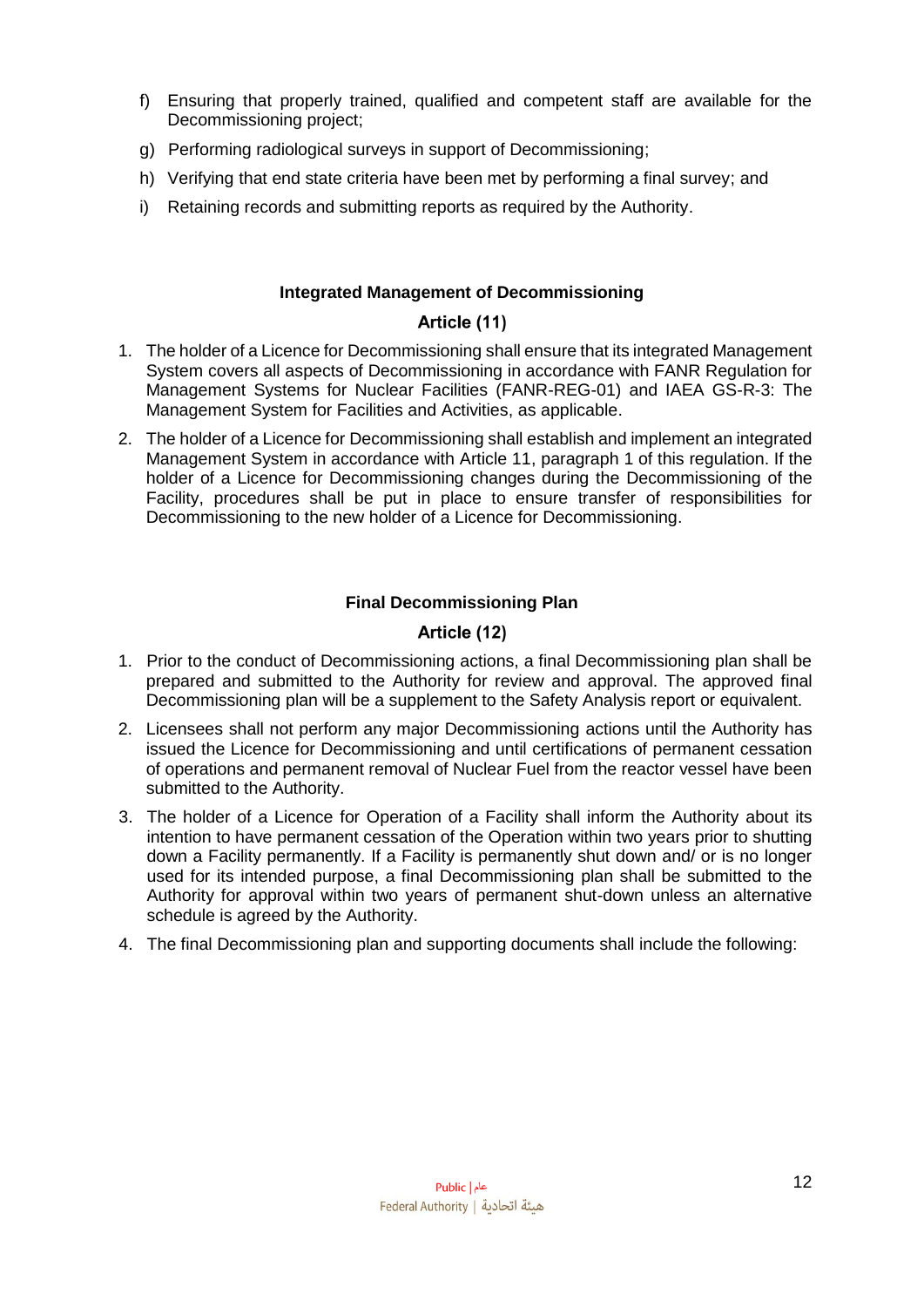f) Ensuring that properly trained, qualified and competent staff are available for the Decommissioning project;

g) Performing radiological surveys in support of Decommissioning;

h) Verifying that end state criteria have been met by performing a final survey; and

i) Retaining records and submitting reports as required by the Authority.

**Integrated Management of Decommissioning**

**Article (11)**

1. The holder of a Licence for Decommissioning shall ensure that its integrated Management System covers all aspects of Decommissioning in accordance with FANR Regulation for Management Systems for Nuclear Facilities (FANR-REG-01) and IAEA GS-R-3: The Management System for Facilities and Activities, as applicable.
2. The holder of a Licence for Decommissioning shall establish and implement an integrated Management System in accordance with Article 11, paragraph 1 of this regulation. If the holder of a Licence for Decommissioning changes during the Decommissioning of the Facility, procedures shall be put in place to ensure transfer of responsibilities for Decommissioning to the new holder of a Licence for Decommissioning.

**Final Decommissioning Plan**

**Article (12)**

1. Prior to the conduct of Decommissioning actions, a final Decommissioning plan shall be prepared and submitted to the Authority for review and approval. The approved final Decommissioning plan will be a supplement to the Safety Analysis report or equivalent.
2. Licensees shall not perform any major Decommissioning actions until the Authority has issued the Licence for Decommissioning and until certifications of permanent cessation of operations and permanent removal of Nuclear Fuel from the reactor vessel have been submitted to the Authority.
3. The holder of a Licence for Operation of a Facility shall inform the Authority about its intention to have permanent cessation of the Operation within two years prior to shutting down a Facility permanently. If a Facility is permanently shut down and/ or is no longer used for its intended purpose, a final Decommissioning plan shall be submitted to the Authority for approval within two years of permanent shut-down unless an alternative schedule is agreed by the Authority.
4. The final Decommissioning plan and supporting documents shall include the following: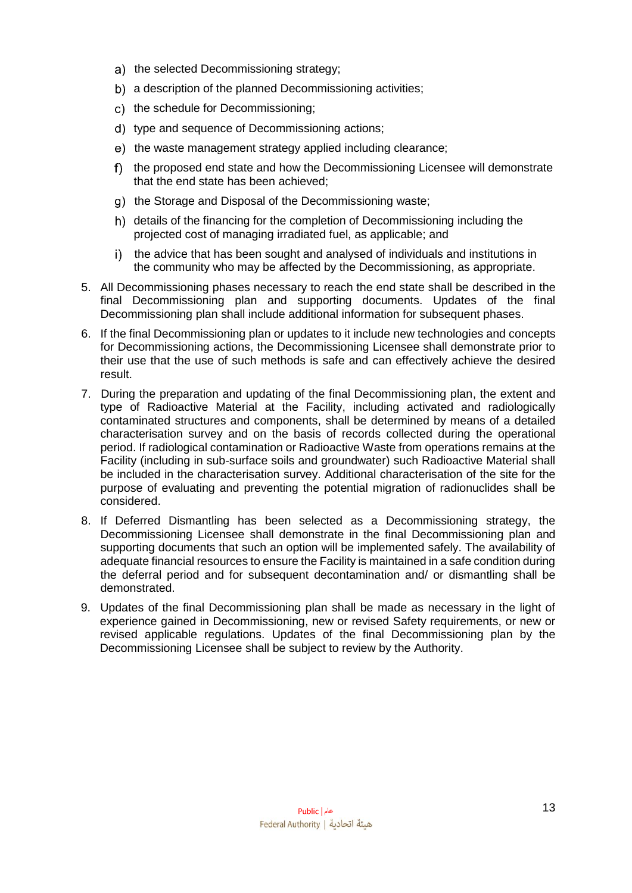a) the selected Decommissioning strategy;
   b) a description of the planned Decommissioning activities;
   c) the schedule for Decommissioning;
   d) type and sequence of Decommissioning actions;
   e) the waste management strategy applied including clearance;
   f) the proposed end state and how the Decommissioning Licensee will demonstrate that the end state has been achieved;
   g) the Storage and Disposal of the Decommissioning waste;
   h) details of the financing for the completion of Decommissioning including the projected cost of managing irradiated fuel, as applicable; and
   i) the advice that has been sought and analysed of individuals and institutions in the community who may be affected by the Decommissioning, as appropriate.

5. All Decommissioning phases necessary to reach the end state shall be described in the final Decommissioning plan and supporting documents. Updates of the final Decommissioning plan shall include additional information for subsequent phases.
6. If the final Decommissioning plan or updates to it include new technologies and concepts for Decommissioning actions, the Decommissioning Licensee shall demonstrate prior to their use that the use of such methods is safe and can effectively achieve the desired result.
7. During the preparation and updating of the final Decommissioning plan, the extent and type of Radioactive Material at the Facility, including activated and radiologically contaminated structures and components, shall be determined by means of a detailed characterisation survey and on the basis of records collected during the operational period. If radiological contamination or Radioactive Waste from operations remains at the Facility (including in sub-surface soils and groundwater) such Radioactive Material shall be included in the characterisation survey. Additional characterisation of the site for the purpose of evaluating and preventing the potential migration of radionuclides shall be considered.
8. If Deferred Dismantling has been selected as a Decommissioning strategy, the Decommissioning Licensee shall demonstrate in the final Decommissioning plan and supporting documents that such an option will be implemented safely. The availability of adequate financial resources to ensure the Facility is maintained in a safe condition during the deferral period and for subsequent decontamination and/ or dismantling shall be demonstrated.
9. Updates of the final Decommissioning plan shall be made as necessary in the light of experience gained in Decommissioning, new or revised Safety requirements, or new or revised applicable regulations. Updates of the final Decommissioning plan by the Decommissioning Licensee shall be subject to review by the Authority.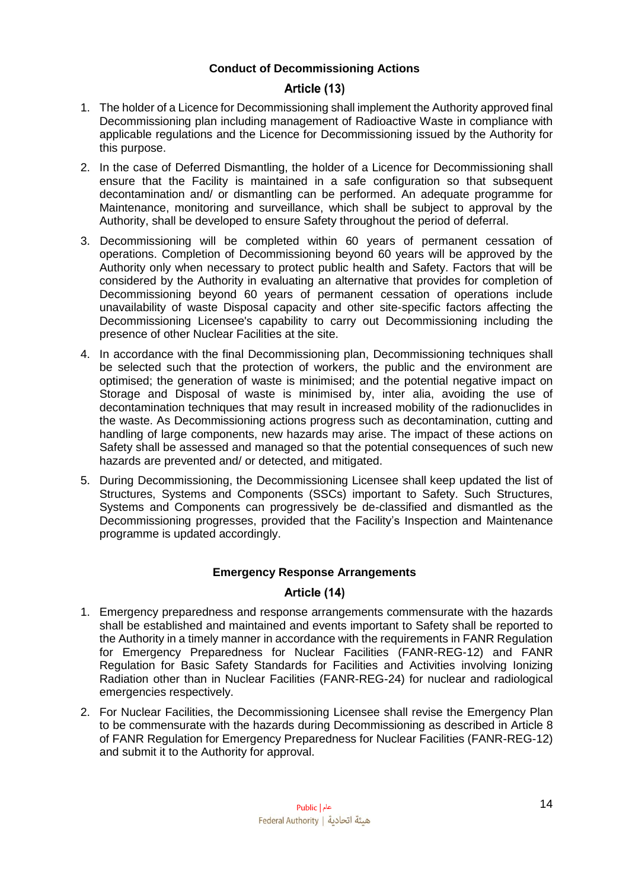## Conduct of Decommissioning Actions

### Article (13)

1. The holder of a Licence for Decommissioning shall implement the Authority approved final Decommissioning plan including management of Radioactive Waste in compliance with applicable regulations and the Licence for Decommissioning issued by the Authority for this purpose.
2. In the case of Deferred Dismantling, the holder of a Licence for Decommissioning shall ensure that the Facility is maintained in a safe configuration so that subsequent decontamination and/ or dismantling can be performed. An adequate programme for Maintenance, monitoring and surveillance, which shall be subject to approval by the Authority, shall be developed to ensure Safety throughout the period of deferral.
3. Decommissioning will be completed within 60 years of permanent cessation of operations. Completion of Decommissioning beyond 60 years will be approved by the Authority only when necessary to protect public health and Safety. Factors that will be considered by the Authority in evaluating an alternative that provides for completion of Decommissioning beyond 60 years of permanent cessation of operations include unavailability of waste Disposal capacity and other site-specific factors affecting the Decommissioning Licensee's capability to carry out Decommissioning including the presence of other Nuclear Facilities at the site.
4. In accordance with the final Decommissioning plan, Decommissioning techniques shall be selected such that the protection of workers, the public and the environment are optimised; the generation of waste is minimised; and the potential negative impact on Storage and Disposal of waste is minimised by, inter alia, avoiding the use of decontamination techniques that may result in increased mobility of the radionuclides in the waste. As Decommissioning actions progress such as decontamination, cutting and handling of large components, new hazards may arise. The impact of these actions on Safety shall be assessed and managed so that the potential consequences of such new hazards are prevented and/ or detected, and mitigated.
5. During Decommissioning, the Decommissioning Licensee shall keep updated the list of Structures, Systems and Components (SSCs) important to Safety. Such Structures, Systems and Components can progressively be de-classified and dismantled as the Decommissioning progresses, provided that the Facility's Inspection and Maintenance programme is updated accordingly.

## Emergency Response Arrangements

### Article (14)

1. Emergency preparedness and response arrangements commensurate with the hazards shall be established and maintained and events important to Safety shall be reported to the Authority in a timely manner in accordance with the requirements in FANR Regulation for Emergency Preparedness for Nuclear Facilities (FANR-REG-12) and FANR Regulation for Basic Safety Standards for Facilities and Activities involving Ionizing Radiation other than in Nuclear Facilities (FANR-REG-24) for nuclear and radiological emergencies respectively.
2. For Nuclear Facilities, the Decommissioning Licensee shall revise the Emergency Plan to be commensurate with the hazards during Decommissioning as described in Article 8 of FANR Regulation for Emergency Preparedness for Nuclear Facilities (FANR-REG-12) and submit it to the Authority for approval.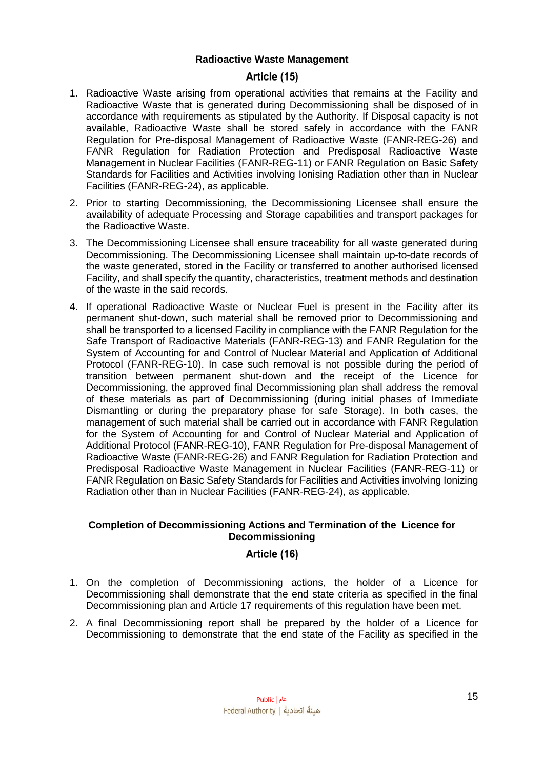### Radioactive Waste Management

### Article (15)

1. Radioactive Waste arising from operational activities that remains at the Facility and Radioactive Waste that is generated during Decommissioning shall be disposed of in accordance with requirements as stipulated by the Authority. If Disposal capacity is not available, Radioactive Waste shall be stored safely in accordance with the FANR Regulation for Pre-disposal Management of Radioactive Waste (FANR-REG-26) and FANR Regulation for Radiation Protection and Predisposal Radioactive Waste Management in Nuclear Facilities (FANR-REG-11) or FANR Regulation on Basic Safety Standards for Facilities and Activities involving Ionising Radiation other than in Nuclear Facilities (FANR-REG-24), as applicable.
2. Prior to starting Decommissioning, the Decommissioning Licensee shall ensure the availability of adequate Processing and Storage capabilities and transport packages for the Radioactive Waste.
3. The Decommissioning Licensee shall ensure traceability for all waste generated during Decommissioning. The Decommissioning Licensee shall maintain up-to-date records of the waste generated, stored in the Facility or transferred to another authorised licensed Facility, and shall specify the quantity, characteristics, treatment methods and destination of the waste in the said records.
4. If operational Radioactive Waste or Nuclear Fuel is present in the Facility after its permanent shut-down, such material shall be removed prior to Decommissioning and shall be transported to a licensed Facility in compliance with the FANR Regulation for the Safe Transport of Radioactive Materials (FANR-REG-13) and FANR Regulation for the System of Accounting for and Control of Nuclear Material and Application of Additional Protocol (FANR-REG-10). In case such removal is not possible during the period of transition between permanent shut-down and the receipt of the Licence for Decommissioning, the approved final Decommissioning plan shall address the removal of these materials as part of Decommissioning (during initial phases of Immediate Dismantling or during the preparatory phase for safe Storage). In both cases, the management of such material shall be carried out in accordance with FANR Regulation for the System of Accounting for and Control of Nuclear Material and Application of Additional Protocol (FANR-REG-10), FANR Regulation for Pre-disposal Management of Radioactive Waste (FANR-REG-26) and FANR Regulation for Radiation Protection and Predisposal Radioactive Waste Management in Nuclear Facilities (FANR-REG-11) or FANR Regulation on Basic Safety Standards for Facilities and Activities involving Ionizing Radiation other than in Nuclear Facilities (FANR-REG-24), as applicable.

### Completion of Decommissioning Actions and Termination of the Licence for Decommissioning

### Article (16)

1. On the completion of Decommissioning actions, the holder of a Licence for Decommissioning shall demonstrate that the end state criteria as specified in the final Decommissioning plan and Article 17 requirements of this regulation have been met.
2. A final Decommissioning report shall be prepared by the holder of a Licence for Decommissioning to demonstrate that the end state of the Facility as specified in the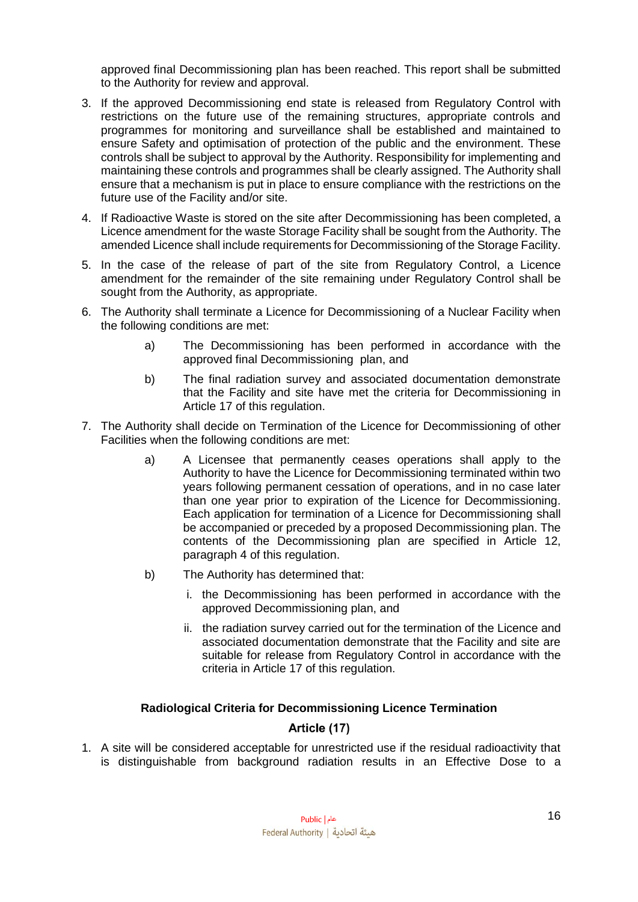approved final Decommissioning plan has been reached. This report shall be submitted to the Authority for review and approval.

3. If the approved Decommissioning end state is released from Regulatory Control with restrictions on the future use of the remaining structures, appropriate controls and programmes for monitoring and surveillance shall be established and maintained to ensure Safety and optimisation of protection of the public and the environment. These controls shall be subject to approval by the Authority. Responsibility for implementing and maintaining these controls and programmes shall be clearly assigned. The Authority shall ensure that a mechanism is put in place to ensure compliance with the restrictions on the future use of the Facility and/or site.
4. If Radioactive Waste is stored on the site after Decommissioning has been completed, a Licence amendment for the waste Storage Facility shall be sought from the Authority. The amended Licence shall include requirements for Decommissioning of the Storage Facility.
5. In the case of the release of part of the site from Regulatory Control, a Licence amendment for the remainder of the site remaining under Regulatory Control shall be sought from the Authority, as appropriate.
6. The Authority shall terminate a Licence for Decommissioning of a Nuclear Facility when the following conditions are met:
    - a) The Decommissioning has been performed in accordance with the approved final Decommissioning plan, and
    - b) The final radiation survey and associated documentation demonstrate that the Facility and site have met the criteria for Decommissioning in Article 17 of this regulation.
7. The Authority shall decide on Termination of the Licence for Decommissioning of other Facilities when the following conditions are met:
    - a) A Licensee that permanently ceases operations shall apply to the Authority to have the Licence for Decommissioning terminated within two years following permanent cessation of operations, and in no case later than one year prior to expiration of the Licence for Decommissioning. Each application for termination of a Licence for Decommissioning shall be accompanied or preceded by a proposed Decommissioning plan. The contents of the Decommissioning plan are specified in Article 12, paragraph 4 of this regulation.
    - b) The Authority has determined that:
        - i. the Decommissioning has been performed in accordance with the approved Decommissioning plan, and
        - ii. the radiation survey carried out for the termination of the Licence and associated documentation demonstrate that the Facility and site are suitable for release from Regulatory Control in accordance with the criteria in Article 17 of this regulation.

**Radiological Criteria for Decommissioning Licence Termination**

**Article (17)**

1. A site will be considered acceptable for unrestricted use if the residual radioactivity that is distinguishable from background radiation results in an Effective Dose to a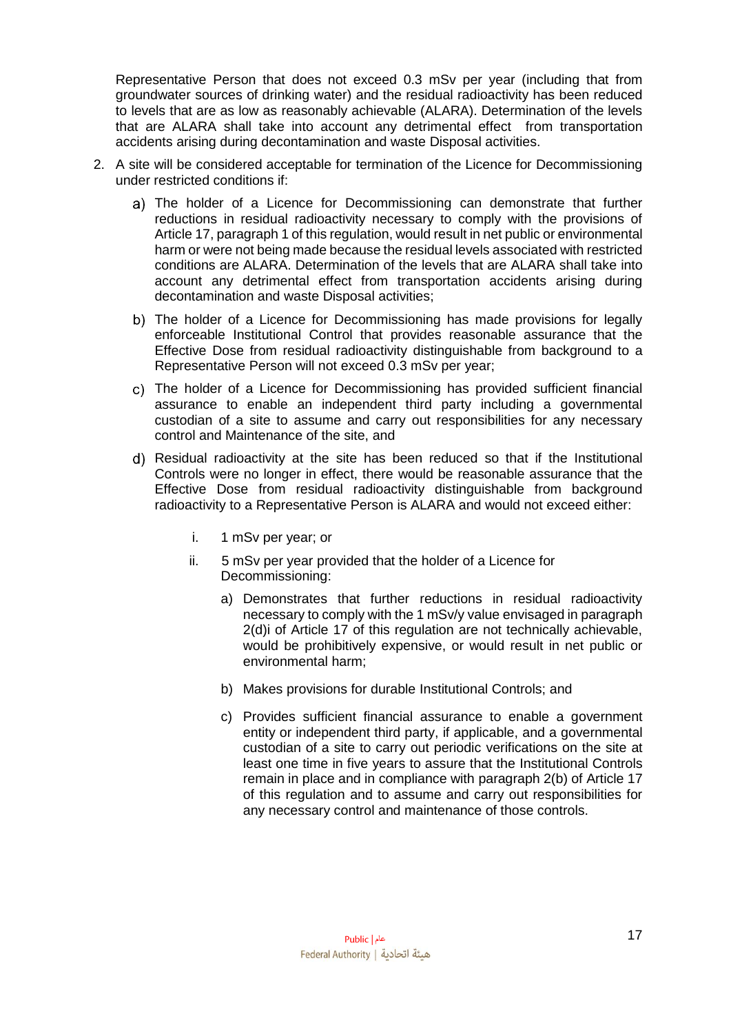Representative Person that does not exceed 0.3 mSv per year (including that from groundwater sources of drinking water) and the residual radioactivity has been reduced to levels that are as low as reasonably achievable (ALARA). Determination of the levels that are ALARA shall take into account any detrimental effect from transportation accidents arising during decontamination and waste Disposal activities.

2. A site will be considered acceptable for termination of the Licence for Decommissioning under restricted conditions if:

   a) The holder of a Licence for Decommissioning can demonstrate that further reductions in residual radioactivity necessary to comply with the provisions of Article 17, paragraph 1 of this regulation, would result in net public or environmental harm or were not being made because the residual levels associated with restricted conditions are ALARA. Determination of the levels that are ALARA shall take into account any detrimental effect from transportation accidents arising during decontamination and waste Disposal activities;

   b) The holder of a Licence for Decommissioning has made provisions for legally enforceable Institutional Control that provides reasonable assurance that the Effective Dose from residual radioactivity distinguishable from background to a Representative Person will not exceed 0.3 mSv per year;

   c) The holder of a Licence for Decommissioning has provided sufficient financial assurance to enable an independent third party including a governmental custodian of a site to assume and carry out responsibilities for any necessary control and Maintenance of the site, and

   d) Residual radioactivity at the site has been reduced so that if the Institutional Controls were no longer in effect, there would be reasonable assurance that the Effective Dose from residual radioactivity distinguishable from background radioactivity to a Representative Person is ALARA and would not exceed either:

      i. 1 mSv per year; or

      ii. 5 mSv per year provided that the holder of a Licence for Decommissioning:

         a) Demonstrates that further reductions in residual radioactivity necessary to comply with the 1 mSv/y value envisaged in paragraph 2(d)i of Article 17 of this regulation are not technically achievable, would be prohibitively expensive, or would result in net public or environmental harm;

         b) Makes provisions for durable Institutional Controls; and

         c) Provides sufficient financial assurance to enable a government entity or independent third party, if applicable, and a governmental custodian of a site to carry out periodic verifications on the site at least one time in five years to assure that the Institutional Controls remain in place and in compliance with paragraph 2(b) of Article 17 of this regulation and to assume and carry out responsibilities for any necessary control and maintenance of those controls.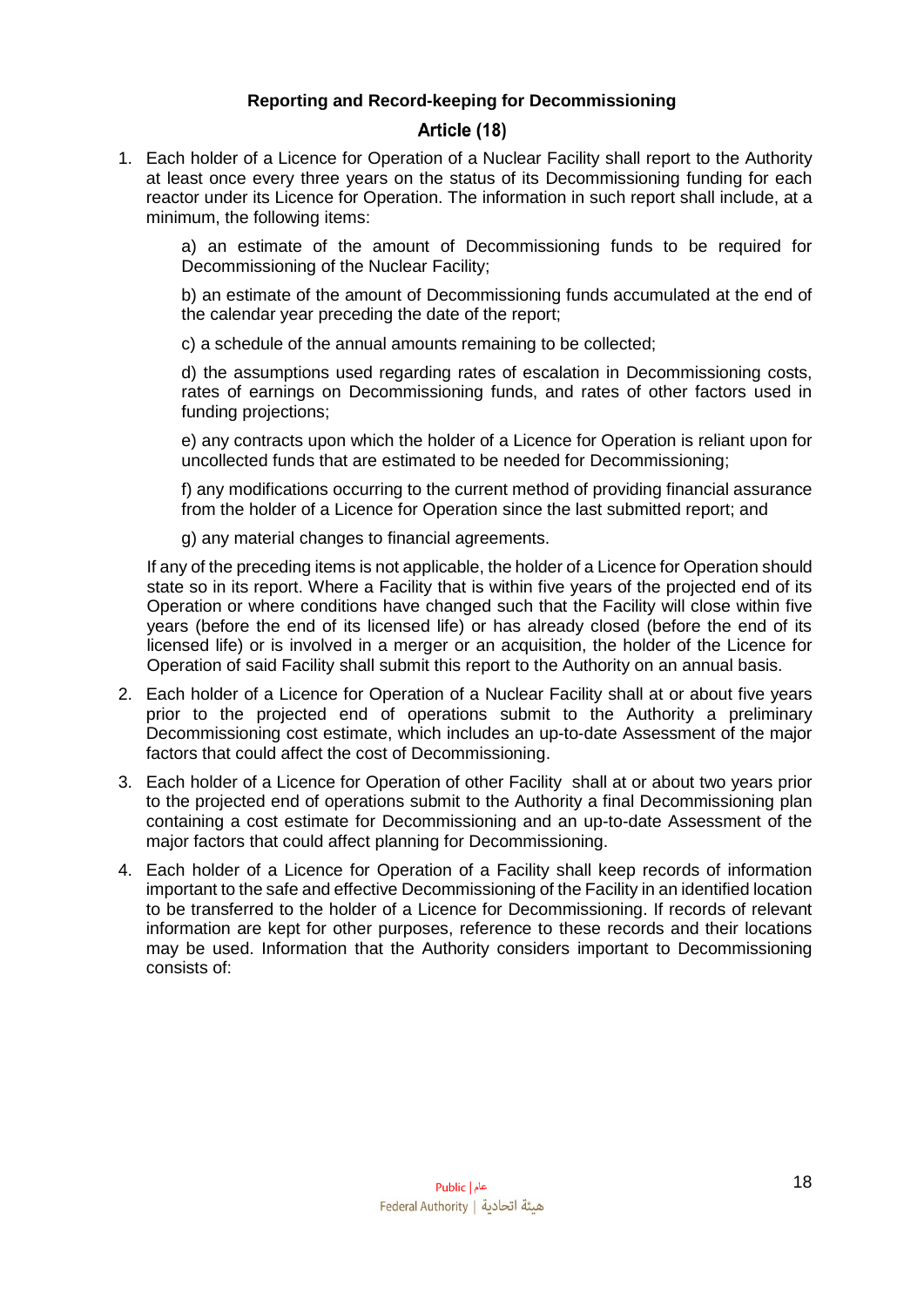**Reporting and Record-keeping for Decommissioning**

**Article (18)**

1. Each holder of a Licence for Operation of a Nuclear Facility shall report to the Authority at least once every three years on the status of its Decommissioning funding for each reactor under its Licence for Operation. The information in such report shall include, at a minimum, the following items:

   a) an estimate of the amount of Decommissioning funds to be required for Decommissioning of the Nuclear Facility;

   b) an estimate of the amount of Decommissioning funds accumulated at the end of the calendar year preceding the date of the report;

   c) a schedule of the annual amounts remaining to be collected;

   d) the assumptions used regarding rates of escalation in Decommissioning costs, rates of earnings on Decommissioning funds, and rates of other factors used in funding projections;

   e) any contracts upon which the holder of a Licence for Operation is reliant upon for uncollected funds that are estimated to be needed for Decommissioning;

   f) any modifications occurring to the current method of providing financial assurance from the holder of a Licence for Operation since the last submitted report; and

   g) any material changes to financial agreements.

   If any of the preceding items is not applicable, the holder of a Licence for Operation should state so in its report. Where a Facility that is within five years of the projected end of its Operation or where conditions have changed such that the Facility will close within five years (before the end of its licensed life) or has already closed (before the end of its licensed life) or is involved in a merger or an acquisition, the holder of the Licence for Operation of said Facility shall submit this report to the Authority on an annual basis.

2. Each holder of a Licence for Operation of a Nuclear Facility shall at or about five years prior to the projected end of operations submit to the Authority a preliminary Decommissioning cost estimate, which includes an up-to-date Assessment of the major factors that could affect the cost of Decommissioning.

3. Each holder of a Licence for Operation of other Facility shall at or about two years prior to the projected end of operations submit to the Authority a final Decommissioning plan containing a cost estimate for Decommissioning and an up-to-date Assessment of the major factors that could affect planning for Decommissioning.

4. Each holder of a Licence for Operation of a Facility shall keep records of information important to the safe and effective Decommissioning of the Facility in an identified location to be transferred to the holder of a Licence for Decommissioning. If records of relevant information are kept for other purposes, reference to these records and their locations may be used. Information that the Authority considers important to Decommissioning consists of: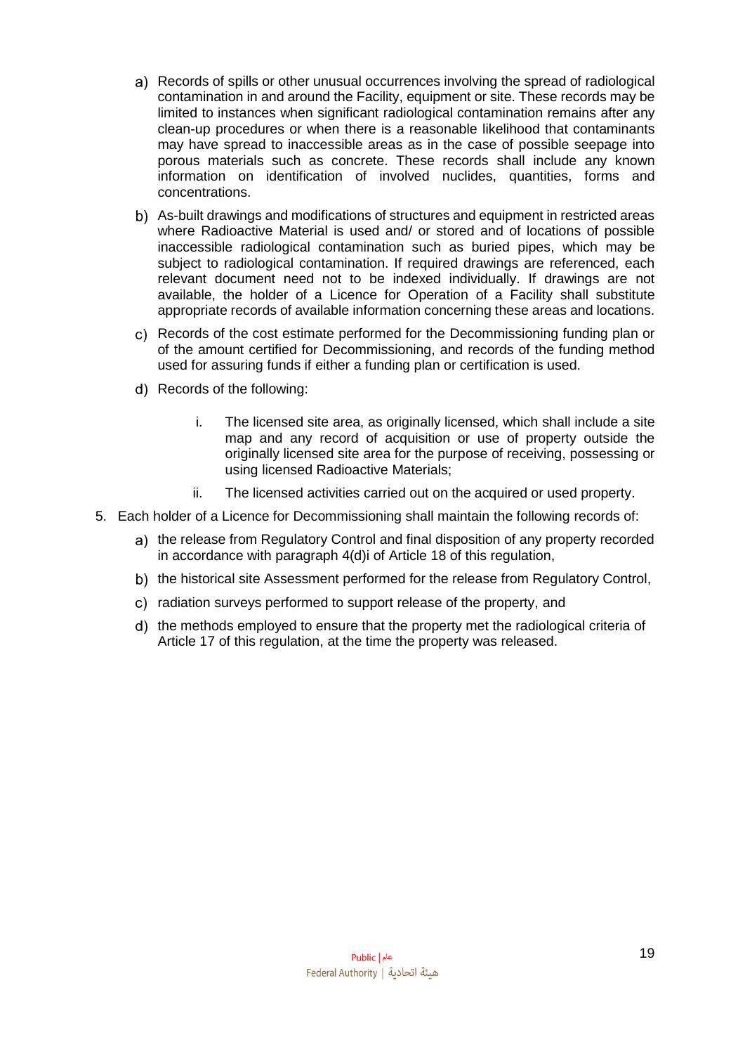a) Records of spills or other unusual occurrences involving the spread of radiological contamination in and around the Facility, equipment or site. These records may be limited to instances when significant radiological contamination remains after any clean-up procedures or when there is a reasonable likelihood that contaminants may have spread to inaccessible areas as in the case of possible seepage into porous materials such as concrete. These records shall include any known information on identification of involved nuclides, quantities, forms and concentrations.

b) As-built drawings and modifications of structures and equipment in restricted areas where Radioactive Material is used and/ or stored and of locations of possible inaccessible radiological contamination such as buried pipes, which may be subject to radiological contamination. If required drawings are referenced, each relevant document need not to be indexed individually. If drawings are not available, the holder of a Licence for Operation of a Facility shall substitute appropriate records of available information concerning these areas and locations.

c) Records of the cost estimate performed for the Decommissioning funding plan or of the amount certified for Decommissioning, and records of the funding method used for assuring funds if either a funding plan or certification is used.

d) Records of the following:

   i. The licensed site area, as originally licensed, which shall include a site map and any record of acquisition or use of property outside the originally licensed site area for the purpose of receiving, possessing or using licensed Radioactive Materials;

   ii. The licensed activities carried out on the acquired or used property.

5. Each holder of a Licence for Decommissioning shall maintain the following records of:

   a) the release from Regulatory Control and final disposition of any property recorded in accordance with paragraph 4(d)i of Article 18 of this regulation,

   b) the historical site Assessment performed for the release from Regulatory Control,

   c) radiation surveys performed to support release of the property, and

   d) the methods employed to ensure that the property met the radiological criteria of Article 17 of this regulation, at the time the property was released.